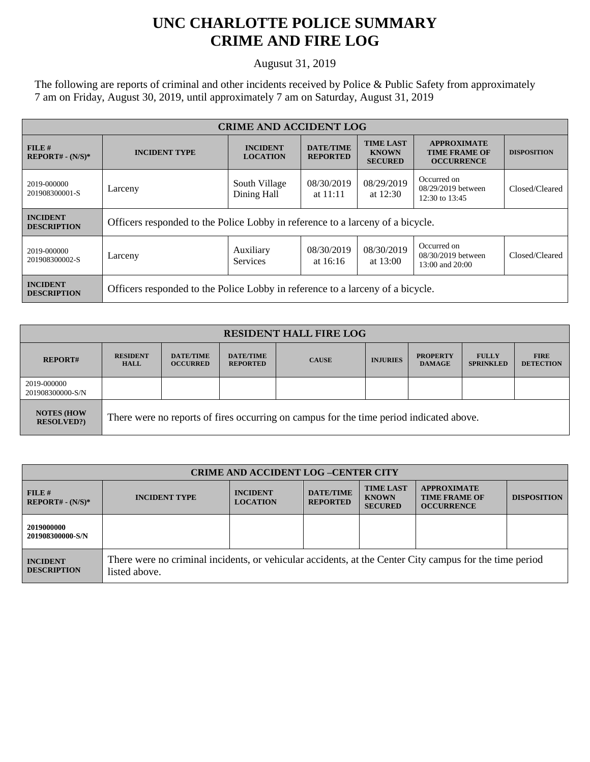# UNC CHARLOTTE POLICE SUMMARY
# CRIME AND FIRE LOG

Augusut 31, 2019

The following are reports of criminal and other incidents received by Police & Public Safety from approximately 7 am on Friday, August 30, 2019, until approximately 7 am on Saturday, August 31, 2019

| CRIME AND ACCIDENT LOG | | | | | | |
|---|---|---|---|---|---|---|
| **FILE # REPORT# - (N/S)*** | **INCIDENT TYPE** | **INCIDENT LOCATION** | **DATE/TIME REPORTED** | **TIME LAST KNOWN SECURED** | **APPROXIMATE TIME FRAME OF OCCURRENCE** | **DISPOSITION** |
| 2019-000000 201908300001-S | Larceny | South Village Dining Hall | 08/30/2019 at 11:11 | 08/29/2019 at 12:30 | Occurred on 08/29/2019 between 12:30 to 13:45 | Closed/Cleared |
| **INCIDENT DESCRIPTION** | Officers responded to the Police Lobby in reference to a larceny of a bicycle. | | | | | |
| 2019-000000 201908300002-S | Larceny | Auxiliary Services | 08/30/2019 at 16:16 | 08/30/2019 at 13:00 | Occurred on 08/30/2019 between 13:00 and 20:00 | Closed/Cleared |
| **INCIDENT DESCRIPTION** | Officers responded to the Police Lobby in reference to a larceny of a bicycle. | | | | | |

| RESIDENT HALL FIRE LOG | | | | | | | | |
|---|---|---|---|---|---|---|---|---|
| **REPORT#** | **RESIDENT HALL** | **DATE/TIME OCCURRED** | **DATE/TIME REPORTED** | **CAUSE** | **INJURIES** | **PROPERTY DAMAGE** | **FULLY SPRINKLED** | **FIRE DETECTION** |
| 2019-000000 201908300000-S/N | | | | | | | | |
| **NOTES (HOW RESOLVED?)** | There were no reports of fires occurring on campus for the time period indicated above. | | | | | | | |

| CRIME AND ACCIDENT LOG –CENTER CITY | | | | | | |
|---|---|---|---|---|---|---|
| **FILE # REPORT# - (N/S)*** | **INCIDENT TYPE** | **INCIDENT LOCATION** | **DATE/TIME REPORTED** | **TIME LAST KNOWN SECURED** | **APPROXIMATE TIME FRAME OF OCCURRENCE** | **DISPOSITION** |
| **2019000000 201908300000-S/N** | | | | | | |
| **INCIDENT DESCRIPTION** | There were no criminal incidents, or vehicular accidents, at the Center City campus for the time period listed above. | | | | | |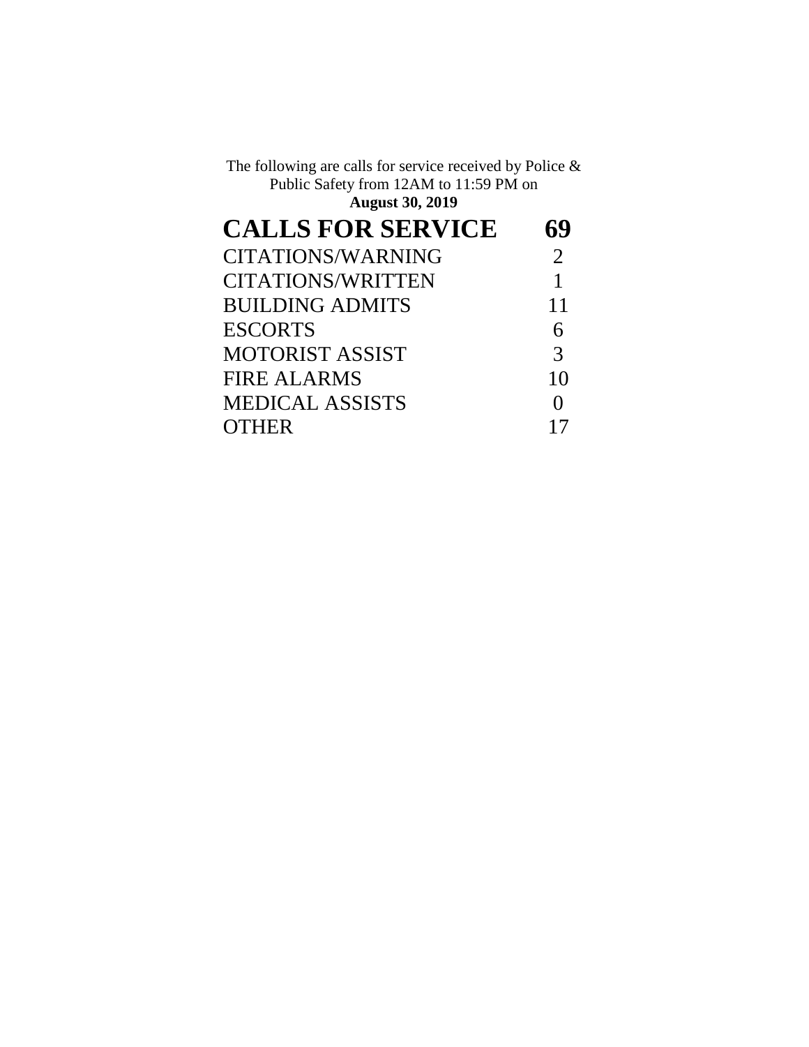The following are calls for service received by Police & Public Safety from 12AM to 11:59 PM on

**August 30, 2019**

| | |
|---|---|
| **CALLS FOR SERVICE** | **69** |
| CITATIONS/WARNING | 2 |
| CITATIONS/WRITTEN | 1 |
| BUILDING ADMITS | 11 |
| ESCORTS | 6 |
| MOTORIST ASSIST | 3 |
| FIRE ALARMS | 10 |
| MEDICAL ASSISTS | 0 |
| OTHER | 17 |